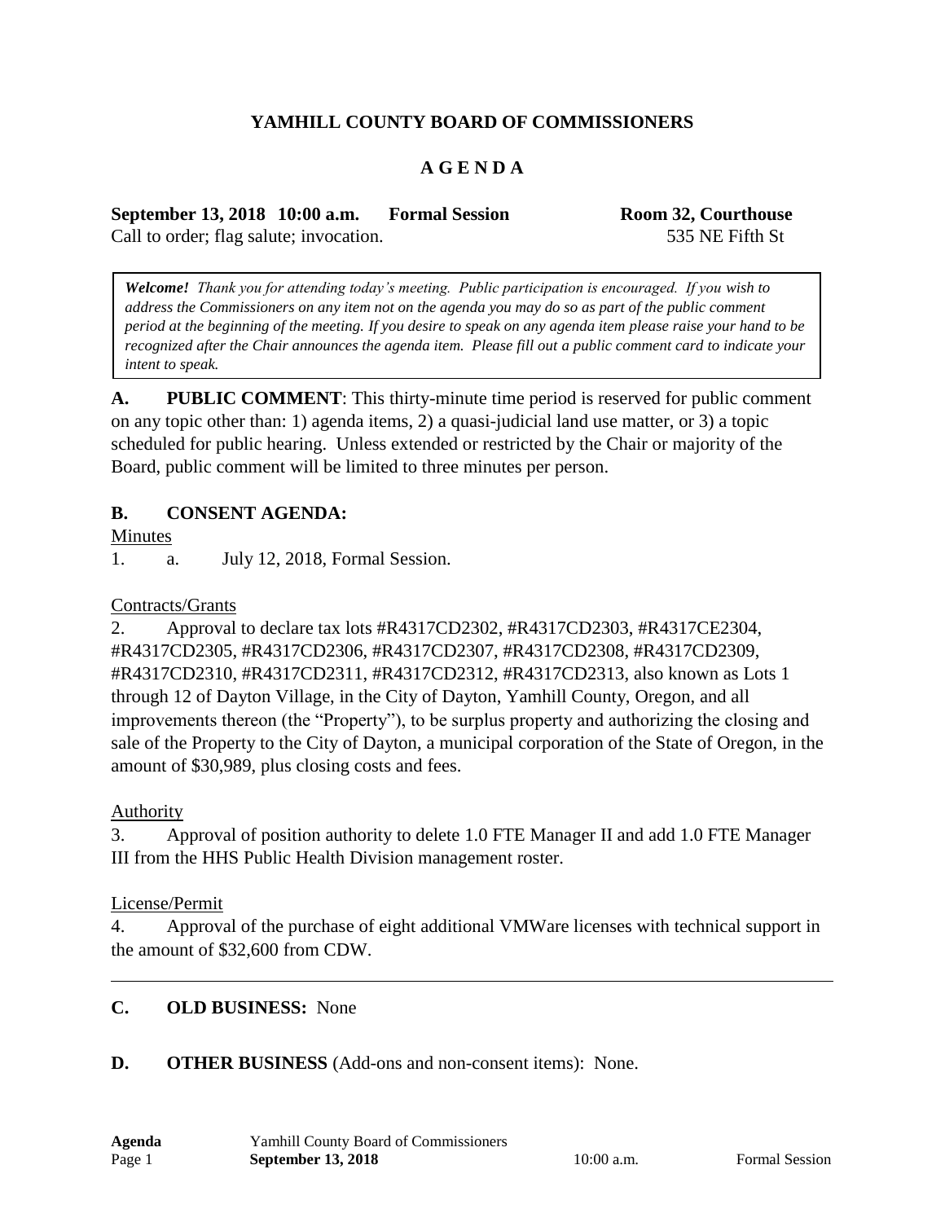**YAMHILL COUNTY BOARD OF COMMISSIONERS**

**A G E N D A**

**September 13, 2018 10:00 a.m. Formal Session** **Room 32, Courthouse**

Call to order; flag salute; invocation. 535 NE Fifth St

> ***Welcome!*** *Thank you for attending today's meeting. Public participation is encouraged. If you wish to address the Commissioners on any item not on the agenda you may do so as part of the public comment period at the beginning of the meeting. If you desire to speak on any agenda item please raise your hand to be recognized after the Chair announces the agenda item. Please fill out a public comment card to indicate your intent to speak.*

**A. PUBLIC COMMENT**: This thirty-minute time period is reserved for public comment on any topic other than: 1) agenda items, 2) a quasi-judicial land use matter, or 3) a topic scheduled for public hearing. Unless extended or restricted by the Chair or majority of the Board, public comment will be limited to three minutes per person.

**B. CONSENT AGENDA:**

Minutes

1. a. July 12, 2018, Formal Session.

Contracts/Grants

2. Approval to declare tax lots #R4317CD2302, #R4317CD2303, #R4317CE2304, #R4317CD2305, #R4317CD2306, #R4317CD2307, #R4317CD2308, #R4317CD2309, #R4317CD2310, #R4317CD2311, #R4317CD2312, #R4317CD2313, also known as Lots 1 through 12 of Dayton Village, in the City of Dayton, Yamhill County, Oregon, and all improvements thereon (the "Property"), to be surplus property and authorizing the closing and sale of the Property to the City of Dayton, a municipal corporation of the State of Oregon, in the amount of $30,989, plus closing costs and fees.

Authority

3. Approval of position authority to delete 1.0 FTE Manager II and add 1.0 FTE Manager III from the HHS Public Health Division management roster.

License/Permit

4. Approval of the purchase of eight additional VMWare licenses with technical support in the amount of $32,600 from CDW.

---

**C. OLD BUSINESS:** None

**D. OTHER BUSINESS** (Add-ons and non-consent items): None.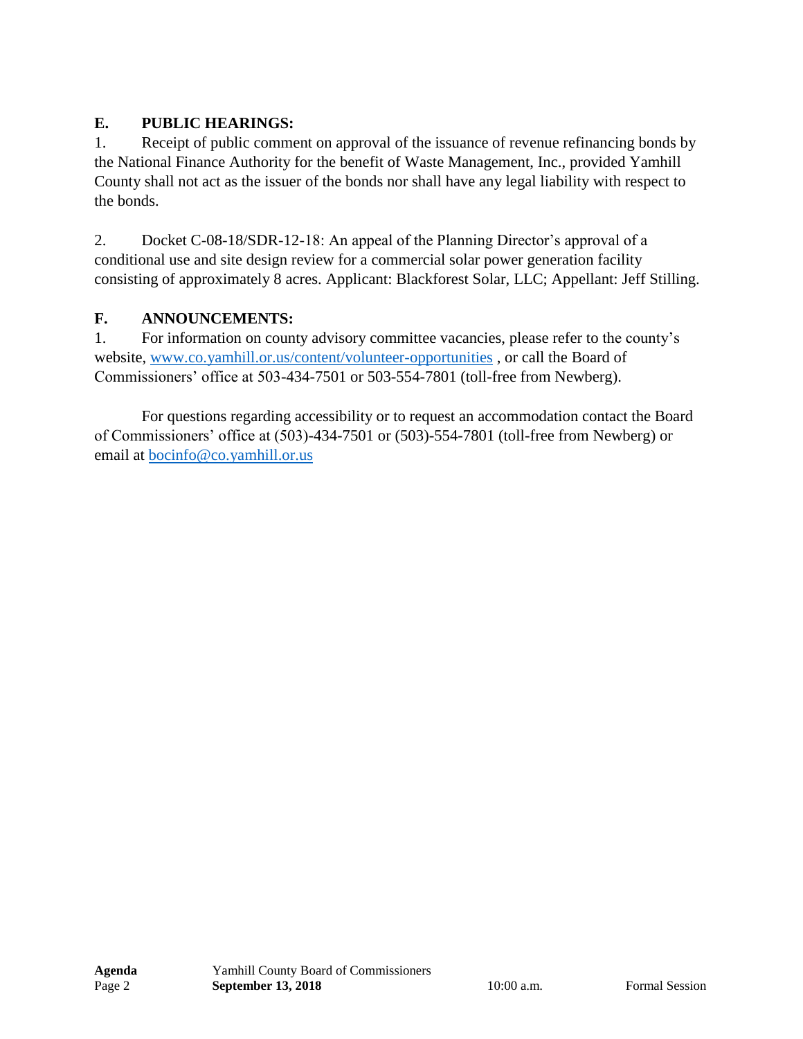## E. PUBLIC HEARINGS:

1. Receipt of public comment on approval of the issuance of revenue refinancing bonds by the National Finance Authority for the benefit of Waste Management, Inc., provided Yamhill County shall not act as the issuer of the bonds nor shall have any legal liability with respect to the bonds.

2. Docket C-08-18/SDR-12-18: An appeal of the Planning Director's approval of a conditional use and site design review for a commercial solar power generation facility consisting of approximately 8 acres. Applicant: Blackforest Solar, LLC; Appellant: Jeff Stilling.

## F. ANNOUNCEMENTS:

1. For information on county advisory committee vacancies, please refer to the county's website, [www.co.yamhill.or.us/content/volunteer-opportunities](www.co.yamhill.or.us/content/volunteer-opportunities) , or call the Board of Commissioners' office at 503-434-7501 or 503-554-7801 (toll-free from Newberg).

For questions regarding accessibility or to request an accommodation contact the Board of Commissioners' office at (503)-434-7501 or (503)-554-7801 (toll-free from Newberg) or email at [bocinfo@co.yamhill.or.us](mailto:bocinfo@co.yamhill.or.us)